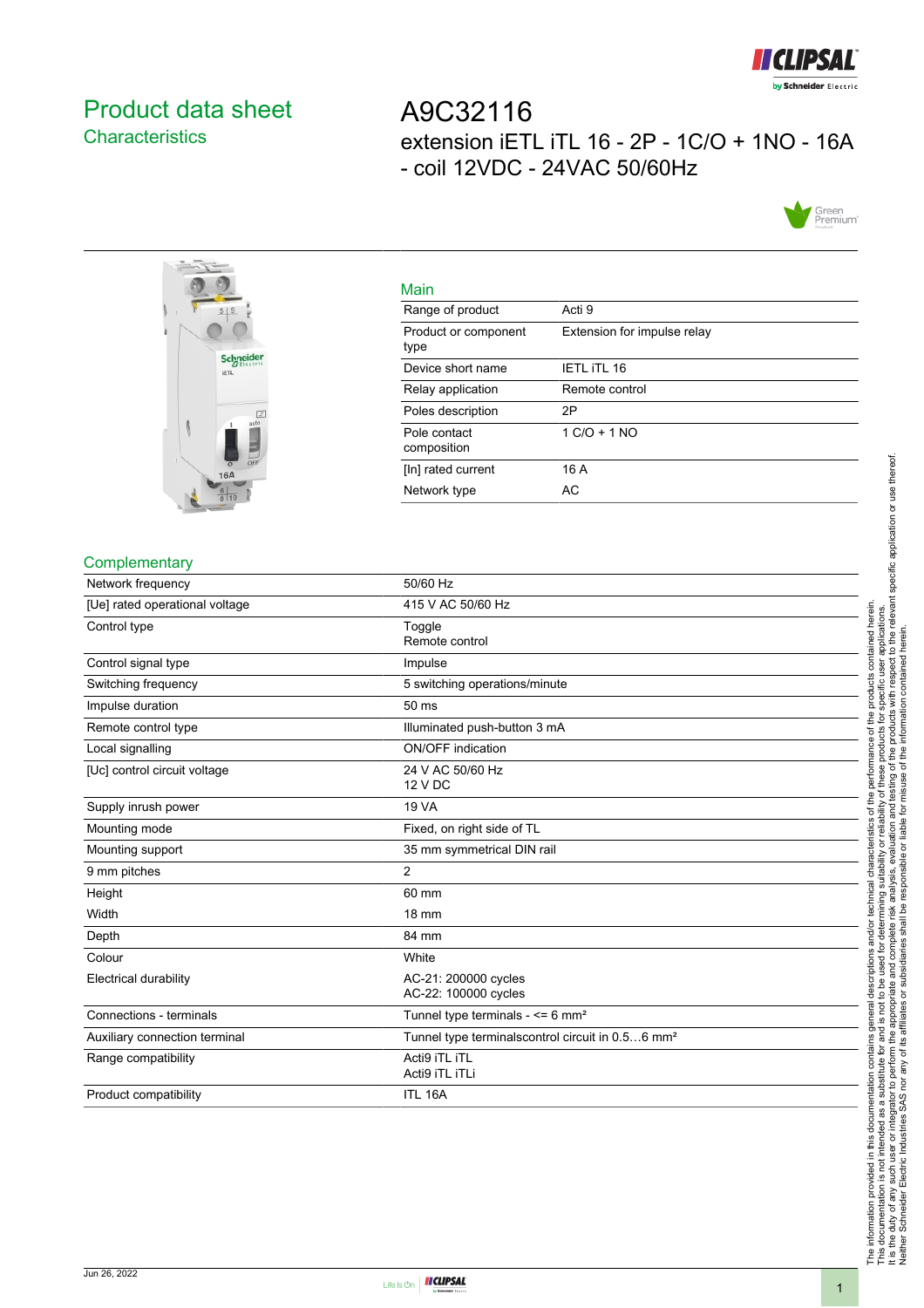# Product data sheet

## Characteristics

# A9C32116

extension iETL iTL 16 - 2P - 1C/O + 1NO - 16A - coil 12VDC - 24VAC 50/60Hz

## Main

| | |
|---|---|
| Range of product | Acti 9 |
| Product or component type | Extension for impulse relay |
| Device short name | IETL iTL 16 |
| Relay application | Remote control |
| Poles description | 2P |
| Pole contact composition | 1 C/O + 1 NO |
| [In] rated current | 16 A |
| Network type | AC |

## Complementary

| | |
|---|---|
| Network frequency | 50/60 Hz |
| [Ue] rated operational voltage | 415 V AC 50/60 Hz |
| Control type | Toggle<br>Remote control |
| Control signal type | Impulse |
| Switching frequency | 5 switching operations/minute |
| Impulse duration | 50 ms |
| Remote control type | Illuminated push-button 3 mA |
| Local signalling | ON/OFF indication |
| [Uc] control circuit voltage | 24 V AC 50/60 Hz<br>12 V DC |
| Supply inrush power | 19 VA |
| Mounting mode | Fixed, on right side of TL |
| Mounting support | 35 mm symmetrical DIN rail |
| 9 mm pitches | 2 |
| Height | 60 mm |
| Width | 18 mm |
| Depth | 84 mm |
| Colour | White |
| Electrical durability | AC-21: 200000 cycles<br>AC-22: 100000 cycles |
| Connections - terminals | Tunnel type terminals - <= 6 mm² |
| Auxiliary connection terminal | Tunnel type terminalscontrol circuit in 0.5…6 mm² |
| Range compatibility | Acti9 iTL iTL<br>Acti9 iTL iTLi |
| Product compatibility | ITL 16A |

The information provided in this documentation contains general descriptions and/or technical characteristics of the performance of the products contained herein. This documentation is not intended as a substitute for and is not to be used for determining suitability or reliability of these products for specific user applications. It is the duty of any such user or integrator to perform the appropriate and complete risk analysis, evaluation and testing of the products with respect to the relevant specific application or use thereof. Neither Schneider Electric Industries SAS nor any of its affiliates or subsidiaries shall be responsible or liable for misuse of the information contained herein.

Jun 26, 2022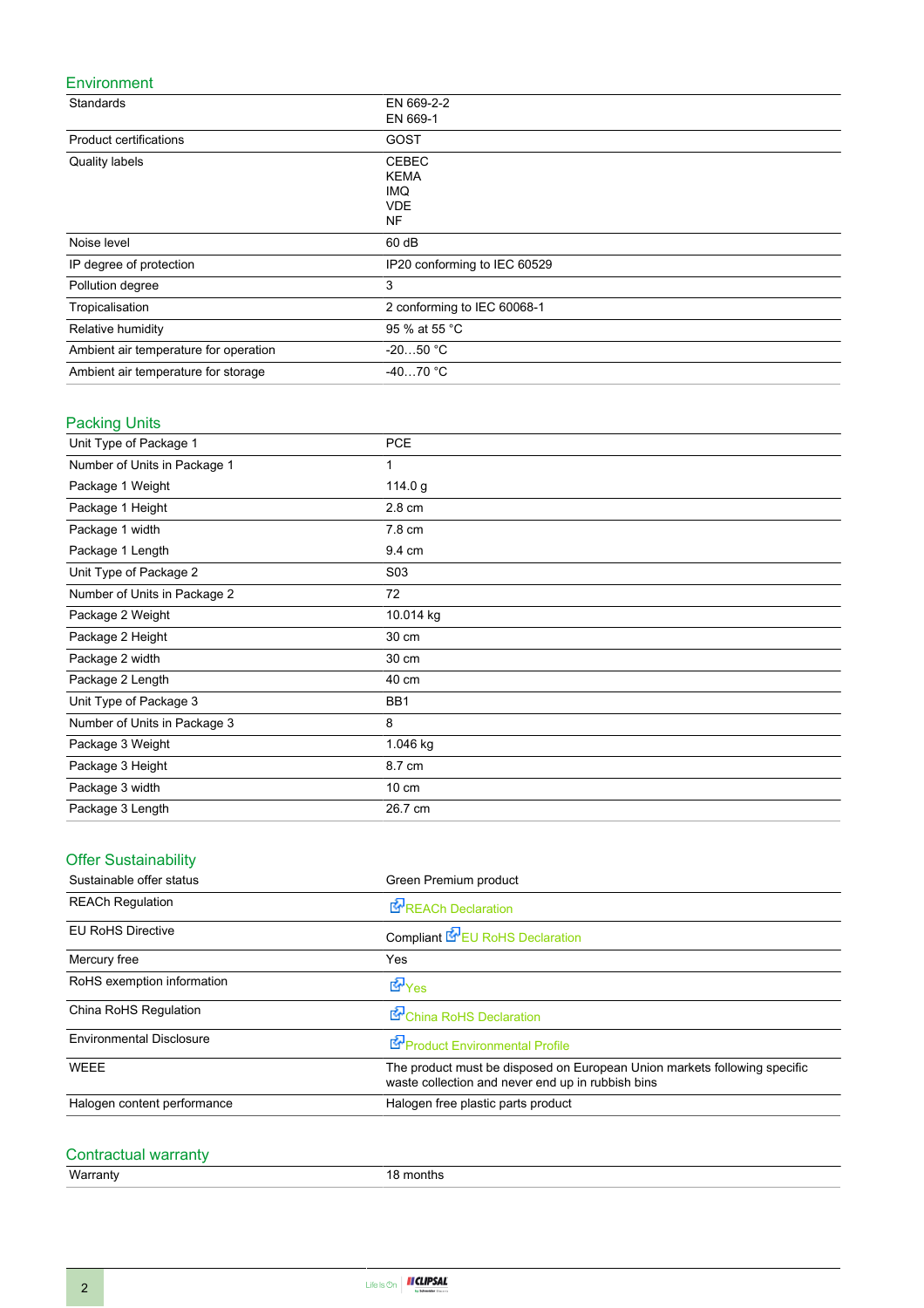## Environment

| | |
|---|---|
| Standards | EN 669-2-2<br>EN 669-1 |
| Product certifications | GOST |
| Quality labels | CEBEC<br>KEMA<br>IMQ<br>VDE<br>NF |
| Noise level | 60 dB |
| IP degree of protection | IP20 conforming to IEC 60529 |
| Pollution degree | 3 |
| Tropicalisation | 2 conforming to IEC 60068-1 |
| Relative humidity | 95 % at 55 °C |
| Ambient air temperature for operation | -20…50 °C |
| Ambient air temperature for storage | -40…70 °C |

## Packing Units

| | |
|---|---|
| Unit Type of Package 1 | PCE |
| Number of Units in Package 1 | 1 |
| Package 1 Weight | 114.0 g |
| Package 1 Height | 2.8 cm |
| Package 1 width | 7.8 cm |
| Package 1 Length | 9.4 cm |
| Unit Type of Package 2 | S03 |
| Number of Units in Package 2 | 72 |
| Package 2 Weight | 10.014 kg |
| Package 2 Height | 30 cm |
| Package 2 width | 30 cm |
| Package 2 Length | 40 cm |
| Unit Type of Package 3 | BB1 |
| Number of Units in Package 3 | 8 |
| Package 3 Weight | 1.046 kg |
| Package 3 Height | 8.7 cm |
| Package 3 width | 10 cm |
| Package 3 Length | 26.7 cm |

## Offer Sustainability

| | |
|---|---|
| Sustainable offer status | Green Premium product |
| REACh Regulation | REACh Declaration |
| EU RoHS Directive | Compliant EU RoHS Declaration |
| Mercury free | Yes |
| RoHS exemption information | Yes |
| China RoHS Regulation | China RoHS Declaration |
| Environmental Disclosure | Product Environmental Profile |
| WEEE | The product must be disposed on European Union markets following specific waste collection and never end up in rubbish bins |
| Halogen content performance | Halogen free plastic parts product |

## Contractual warranty

| | |
|---|---|
| Warranty | 18 months |